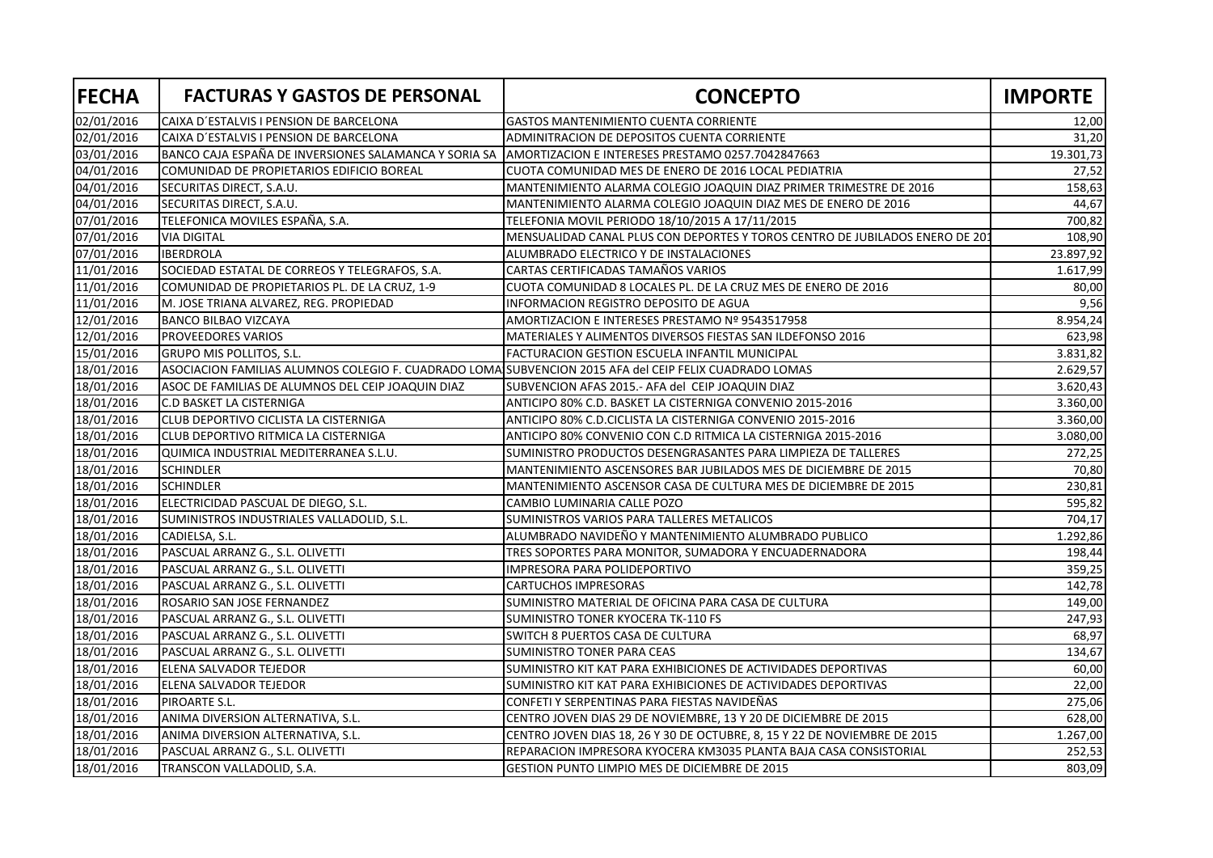| FECHA | FACTURAS Y GASTOS DE PERSONAL | CONCEPTO | IMPORTE |
|---|---|---|---|
| 02/01/2016 | CAIXA D´ESTALVIS I PENSION DE BARCELONA | GASTOS MANTENIMIENTO CUENTA CORRIENTE | 12,00 |
| 02/01/2016 | CAIXA D´ESTALVIS I PENSION DE BARCELONA | ADMINITRACION DE DEPOSITOS CUENTA CORRIENTE | 31,20 |
| 03/01/2016 | BANCO CAJA ESPAÑA DE INVERSIONES SALAMANCA Y SORIA SA | AMORTIZACION E INTERESES PRESTAMO 0257.7042847663 | 19.301,73 |
| 04/01/2016 | COMUNIDAD DE PROPIETARIOS EDIFICIO BOREAL | CUOTA COMUNIDAD MES DE ENERO DE 2016 LOCAL PEDIATRIA | 27,52 |
| 04/01/2016 | SECURITAS DIRECT, S.A.U. | MANTENIMIENTO ALARMA COLEGIO JOAQUIN DIAZ PRIMER TRIMESTRE DE 2016 | 158,63 |
| 04/01/2016 | SECURITAS DIRECT, S.A.U. | MANTENIMIENTO ALARMA COLEGIO JOAQUIN DIAZ MES DE ENERO DE 2016 | 44,67 |
| 07/01/2016 | TELEFONICA MOVILES ESPAÑA, S.A. | TELEFONIA MOVIL PERIODO 18/10/2015 A 17/11/2015 | 700,82 |
| 07/01/2016 | VIA DIGITAL | MENSUALIDAD CANAL PLUS CON DEPORTES Y TOROS CENTRO DE JUBILADOS ENERO DE 201 | 108,90 |
| 07/01/2016 | IBERDROLA | ALUMBRADO ELECTRICO Y DE INSTALACIONES | 23.897,92 |
| 11/01/2016 | SOCIEDAD ESTATAL DE CORREOS Y TELEGRAFOS, S.A. | CARTAS CERTIFICADAS TAMAÑOS VARIOS | 1.617,99 |
| 11/01/2016 | COMUNIDAD DE PROPIETARIOS PL. DE LA CRUZ, 1-9 | CUOTA COMUNIDAD 8 LOCALES PL. DE LA CRUZ MES DE ENERO DE 2016 | 80,00 |
| 11/01/2016 | M. JOSE TRIANA ALVAREZ, REG. PROPIEDAD | INFORMACION REGISTRO DEPOSITO DE AGUA | 9,56 |
| 12/01/2016 | BANCO BILBAO VIZCAYA | AMORTIZACION E INTERESES PRESTAMO Nº 9543517958 | 8.954,24 |
| 12/01/2016 | PROVEEDORES VARIOS | MATERIALES Y ALIMENTOS DIVERSOS FIESTAS SAN ILDEFONSO 2016 | 623,98 |
| 15/01/2016 | GRUPO MIS POLLITOS, S.L. | FACTURACION GESTION ESCUELA INFANTIL MUNICIPAL | 3.831,82 |
| 18/01/2016 | ASOCIACION FAMILIAS ALUMNOS COLEGIO F. CUADRADO LOMA | SUBVENCION 2015 AFA del CEIP FELIX CUADRADO LOMAS | 2.629,57 |
| 18/01/2016 | ASOC DE FAMILIAS DE ALUMNOS DEL CEIP JOAQUIN DIAZ | SUBVENCION AFAS 2015.- AFA del CEIP JOAQUIN DIAZ | 3.620,43 |
| 18/01/2016 | C.D BASKET LA CISTERNIGA | ANTICIPO 80% C.D. BASKET LA CISTERNIGA CONVENIO 2015-2016 | 3.360,00 |
| 18/01/2016 | CLUB DEPORTIVO CICLISTA LA CISTERNIGA | ANTICIPO 80% C.D.CICLISTA LA CISTERNIGA CONVENIO 2015-2016 | 3.360,00 |
| 18/01/2016 | CLUB DEPORTIVO RITMICA LA CISTERNIGA | ANTICIPO 80% CONVENIO CON C.D RITMICA LA CISTERNIGA 2015-2016 | 3.080,00 |
| 18/01/2016 | QUIMICA INDUSTRIAL MEDITERRANEA S.L.U. | SUMINISTRO PRODUCTOS DESENGRASANTES PARA LIMPIEZA DE TALLERES | 272,25 |
| 18/01/2016 | SCHINDLER | MANTENIMIENTO ASCENSORES BAR JUBILADOS MES DE DICIEMBRE DE 2015 | 70,80 |
| 18/01/2016 | SCHINDLER | MANTENIMIENTO ASCENSOR CASA DE CULTURA MES DE DICIEMBRE DE 2015 | 230,81 |
| 18/01/2016 | ELECTRICIDAD PASCUAL DE DIEGO, S.L. | CAMBIO LUMINARIA CALLE POZO | 595,82 |
| 18/01/2016 | SUMINISTROS INDUSTRIALES VALLADOLID, S.L. | SUMINISTROS VARIOS PARA TALLERES METALICOS | 704,17 |
| 18/01/2016 | CADIELSA, S.L. | ALUMBRADO NAVIDEÑO Y MANTENIMIENTO ALUMBRADO PUBLICO | 1.292,86 |
| 18/01/2016 | PASCUAL ARRANZ G., S.L. OLIVETTI | TRES SOPORTES PARA MONITOR, SUMADORA Y ENCUADERNADORA | 198,44 |
| 18/01/2016 | PASCUAL ARRANZ G., S.L. OLIVETTI | IMPRESORA PARA POLIDEPORTIVO | 359,25 |
| 18/01/2016 | PASCUAL ARRANZ G., S.L. OLIVETTI | CARTUCHOS IMPRESORAS | 142,78 |
| 18/01/2016 | ROSARIO SAN JOSE FERNANDEZ | SUMINISTRO MATERIAL DE OFICINA PARA CASA DE CULTURA | 149,00 |
| 18/01/2016 | PASCUAL ARRANZ G., S.L. OLIVETTI | SUMINISTRO TONER KYOCERA TK-110 FS | 247,93 |
| 18/01/2016 | PASCUAL ARRANZ G., S.L. OLIVETTI | SWITCH 8 PUERTOS CASA DE CULTURA | 68,97 |
| 18/01/2016 | PASCUAL ARRANZ G., S.L. OLIVETTI | SUMINISTRO TONER PARA CEAS | 134,67 |
| 18/01/2016 | ELENA SALVADOR TEJEDOR | SUMINISTRO KIT KAT PARA EXHIBICIONES DE ACTIVIDADES DEPORTIVAS | 60,00 |
| 18/01/2016 | ELENA SALVADOR TEJEDOR | SUMINISTRO KIT KAT PARA EXHIBICIONES DE ACTIVIDADES DEPORTIVAS | 22,00 |
| 18/01/2016 | PIROARTE S.L. | CONFETI Y SERPENTINAS PARA FIESTAS NAVIDEÑAS | 275,06 |
| 18/01/2016 | ANIMA DIVERSION ALTERNATIVA, S.L. | CENTRO JOVEN DIAS 29 DE NOVIEMBRE, 13 Y 20 DE DICIEMBRE DE 2015 | 628,00 |
| 18/01/2016 | ANIMA DIVERSION ALTERNATIVA, S.L. | CENTRO JOVEN DIAS 18, 26 Y 30 DE OCTUBRE, 8, 15 Y 22 DE NOVIEMBRE DE 2015 | 1.267,00 |
| 18/01/2016 | PASCUAL ARRANZ G., S.L. OLIVETTI | REPARACION IMPRESORA KYOCERA KM3035 PLANTA BAJA CASA CONSISTORIAL | 252,53 |
| 18/01/2016 | TRANSCON VALLADOLID, S.A. | GESTION PUNTO LIMPIO MES DE DICIEMBRE DE 2015 | 803,09 |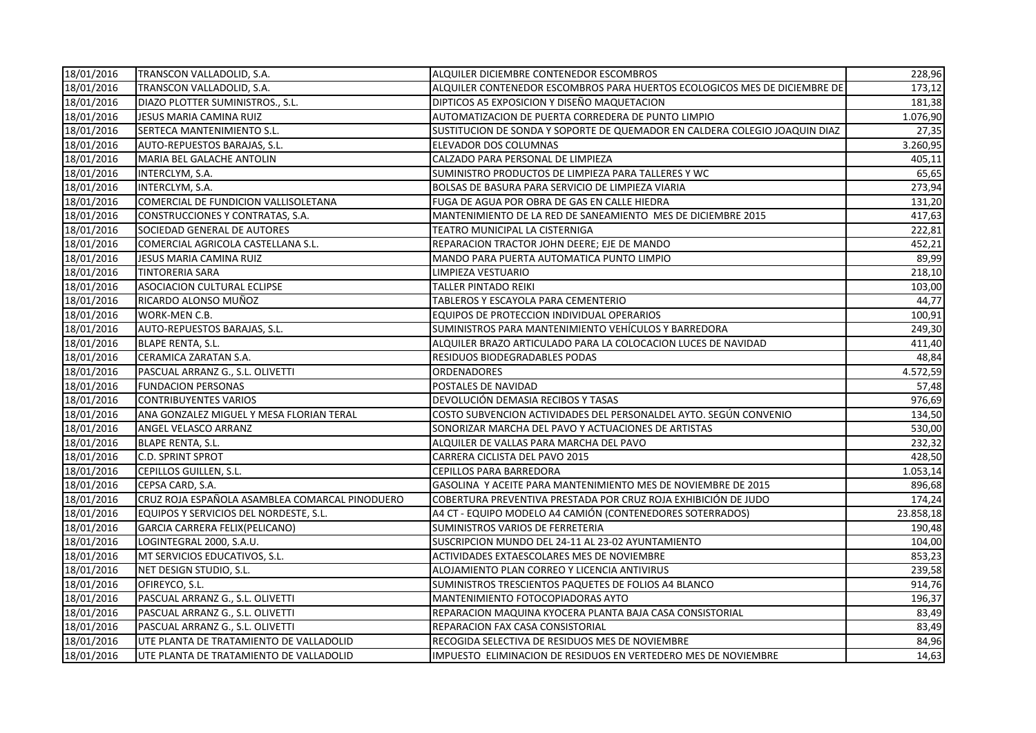| | | | |
|---|---|---|---|
| 18/01/2016 | TRANSCON VALLADOLID, S.A. | ALQUILER DICIEMBRE CONTENEDOR ESCOMBROS | 228,96 |
| 18/01/2016 | TRANSCON VALLADOLID, S.A. | ALQUILER CONTENEDOR ESCOMBROS PARA HUERTOS ECOLOGICOS MES DE DICIEMBRE DE | 173,12 |
| 18/01/2016 | DIAZO PLOTTER SUMINISTROS., S.L. | DIPTICOS A5 EXPOSICION Y DISEÑO MAQUETACION | 181,38 |
| 18/01/2016 | JESUS MARIA CAMINA RUIZ | AUTOMATIZACION DE PUERTA CORREDERA DE PUNTO LIMPIO | 1.076,90 |
| 18/01/2016 | SERTECA MANTENIMIENTO S.L. | SUSTITUCION DE SONDA Y SOPORTE DE QUEMADOR EN CALDERA COLEGIO JOAQUIN DIAZ | 27,35 |
| 18/01/2016 | AUTO-REPUESTOS BARAJAS, S.L. | ELEVADOR DOS COLUMNAS | 3.260,95 |
| 18/01/2016 | MARIA BEL GALACHE ANTOLIN | CALZADO PARA PERSONAL DE LIMPIEZA | 405,11 |
| 18/01/2016 | INTERCLYM, S.A. | SUMINISTRO PRODUCTOS DE LIMPIEZA PARA TALLERES Y WC | 65,65 |
| 18/01/2016 | INTERCLYM, S.A. | BOLSAS DE BASURA PARA SERVICIO DE LIMPIEZA VIARIA | 273,94 |
| 18/01/2016 | COMERCIAL DE FUNDICION VALLISOLETANA | FUGA DE AGUA POR OBRA DE GAS EN CALLE HIEDRA | 131,20 |
| 18/01/2016 | CONSTRUCCIONES Y CONTRATAS, S.A. | MANTENIMIENTO DE LA RED DE SANEAMIENTO MES DE DICIEMBRE 2015 | 417,63 |
| 18/01/2016 | SOCIEDAD GENERAL DE AUTORES | TEATRO MUNICIPAL LA CISTERNIGA | 222,81 |
| 18/01/2016 | COMERCIAL AGRICOLA CASTELLANA S.L. | REPARACION TRACTOR JOHN DEERE; EJE DE MANDO | 452,21 |
| 18/01/2016 | JESUS MARIA CAMINA RUIZ | MANDO PARA PUERTA AUTOMATICA PUNTO LIMPIO | 89,99 |
| 18/01/2016 | TINTORERIA SARA | LIMPIEZA VESTUARIO | 218,10 |
| 18/01/2016 | ASOCIACION CULTURAL ECLIPSE | TALLER PINTADO REIKI | 103,00 |
| 18/01/2016 | RICARDO ALONSO MUÑOZ | TABLEROS Y ESCAYOLA PARA CEMENTERIO | 44,77 |
| 18/01/2016 | WORK-MEN C.B. | EQUIPOS DE PROTECCION INDIVIDUAL OPERARIOS | 100,91 |
| 18/01/2016 | AUTO-REPUESTOS BARAJAS, S.L. | SUMINISTROS PARA MANTENIMIENTO VEHÍCULOS Y BARREDORA | 249,30 |
| 18/01/2016 | BLAPE RENTA, S.L. | ALQUILER BRAZO ARTICULADO PARA LA COLOCACION LUCES DE NAVIDAD | 411,40 |
| 18/01/2016 | CERAMICA ZARATAN S.A. | RESIDUOS BIODEGRADABLES PODAS | 48,84 |
| 18/01/2016 | PASCUAL ARRANZ G., S.L. OLIVETTI | ORDENADORES | 4.572,59 |
| 18/01/2016 | FUNDACION PERSONAS | POSTALES DE NAVIDAD | 57,48 |
| 18/01/2016 | CONTRIBUYENTES VARIOS | DEVOLUCIÓN DEMASIA RECIBOS Y TASAS | 976,69 |
| 18/01/2016 | ANA GONZALEZ MIGUEL Y MESA FLORIAN TERAL | COSTO SUBVENCION ACTIVIDADES DEL PERSONALDEL AYTO. SEGÚN CONVENIO | 134,50 |
| 18/01/2016 | ANGEL VELASCO ARRANZ | SONORIZAR MARCHA DEL PAVO Y ACTUACIONES DE ARTISTAS | 530,00 |
| 18/01/2016 | BLAPE RENTA, S.L. | ALQUILER DE VALLAS PARA MARCHA DEL PAVO | 232,32 |
| 18/01/2016 | C.D. SPRINT SPROT | CARRERA CICLISTA DEL PAVO 2015 | 428,50 |
| 18/01/2016 | CEPILLOS GUILLEN, S.L. | CEPILLOS PARA BARREDORA | 1.053,14 |
| 18/01/2016 | CEPSA CARD, S.A. | GASOLINA Y ACEITE PARA MANTENIMIENTO MES DE NOVIEMBRE DE 2015 | 896,68 |
| 18/01/2016 | CRUZ ROJA ESPAÑOLA ASAMBLEA COMARCAL PINODUERO | COBERTURA PREVENTIVA PRESTADA POR CRUZ ROJA EXHIBICIÓN DE JUDO | 174,24 |
| 18/01/2016 | EQUIPOS Y SERVICIOS DEL NORDESTE, S.L. | A4 CT - EQUIPO MODELO A4 CAMIÓN (CONTENEDORES SOTERRADOS) | 23.858,18 |
| 18/01/2016 | GARCIA CARRERA FELIX(PELICANO) | SUMINISTROS VARIOS DE FERRETERIA | 190,48 |
| 18/01/2016 | LOGINTEGRAL 2000, S.A.U. | SUSCRIPCION MUNDO DEL 24-11 AL 23-02 AYUNTAMIENTO | 104,00 |
| 18/01/2016 | MT SERVICIOS EDUCATIVOS, S.L. | ACTIVIDADES EXTAESCOLARES MES DE NOVIEMBRE | 853,23 |
| 18/01/2016 | NET DESIGN STUDIO, S.L. | ALOJAMIENTO PLAN CORREO Y LICENCIA ANTIVIRUS | 239,58 |
| 18/01/2016 | OFIREYCO, S.L. | SUMINISTROS TRESCIENTOS PAQUETES DE FOLIOS A4 BLANCO | 914,76 |
| 18/01/2016 | PASCUAL ARRANZ G., S.L. OLIVETTI | MANTENIMIENTO FOTOCOPIADORAS AYTO | 196,37 |
| 18/01/2016 | PASCUAL ARRANZ G., S.L. OLIVETTI | REPARACION MAQUINA KYOCERA PLANTA BAJA CASA CONSISTORIAL | 83,49 |
| 18/01/2016 | PASCUAL ARRANZ G., S.L. OLIVETTI | REPARACION FAX CASA CONSISTORIAL | 83,49 |
| 18/01/2016 | UTE PLANTA DE TRATAMIENTO DE VALLADOLID | RECOGIDA SELECTIVA DE RESIDUOS MES DE NOVIEMBRE | 84,96 |
| 18/01/2016 | UTE PLANTA DE TRATAMIENTO DE VALLADOLID | IMPUESTO ELIMINACION DE RESIDUOS EN VERTEDERO MES DE NOVIEMBRE | 14,63 |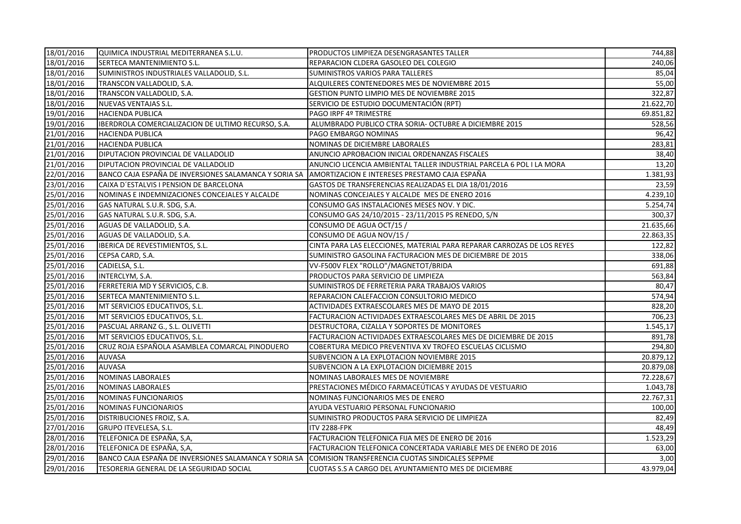| | | | |
|---|---|---|---|
| 18/01/2016 | QUIMICA INDUSTRIAL MEDITERRANEA S.L.U. | PRODUCTOS LIMPIEZA DESENGRASANTES TALLER | 744,88 |
| 18/01/2016 | SERTECA MANTENIMIENTO S.L. | REPARACION CLDERA GASOLEO DEL COLEGIO | 240,06 |
| 18/01/2016 | SUMINISTROS INDUSTRIALES VALLADOLID, S.L. | SUMINISTROS VARIOS PARA TALLERES | 85,04 |
| 18/01/2016 | TRANSCON VALLADOLID, S.A. | ALQUILERES CONTENEDORES MES DE NOVIEMBRE 2015 | 55,00 |
| 18/01/2016 | TRANSCON VALLADOLID, S.A. | GESTION PUNTO LIMPIO MES DE NOVIEMBRE 2015 | 322,87 |
| 18/01/2016 | NUEVAS VENTAJAS S.L. | SERVICIO DE ESTUDIO DOCUMENTACIÓN (RPT) | 21.622,70 |
| 19/01/2016 | HACIENDA PUBLICA | PAGO IRPF 4º TRIMESTRE | 69.851,82 |
| 19/01/2016 | IBERDROLA COMERCIALIZACION DE ULTIMO RECURSO, S.A. | ALUMBRADO PUBLICO CTRA SORIA- OCTUBRE A DICIEMBRE 2015 | 528,56 |
| 21/01/2016 | HACIENDA PUBLICA | PAGO EMBARGO NOMINAS | 96,42 |
| 21/01/2016 | HACIENDA PUBLICA | NOMINAS DE DICIEMBRE LABORALES | 283,81 |
| 21/01/2016 | DIPUTACION PROVINCIAL DE VALLADOLID | ANUNCIO APROBACION INICIAL ORDENANZAS FISCALES | 38,40 |
| 21/01/2016 | DIPUTACION PROVINCIAL DE VALLADOLID | ANUNCIO LICENCIA AMBIENTAL TALLER INDUSTRIAL PARCELA 6 POL I LA MORA | 13,20 |
| 22/01/2016 | BANCO CAJA ESPAÑA DE INVERSIONES SALAMANCA Y SORIA SA | AMORTIZACION E INTERESES PRESTAMO CAJA ESPAÑA | 1.381,93 |
| 23/01/2016 | CAIXA D´ESTALVIS I PENSION DE BARCELONA | GASTOS DE TRANSFERENCIAS REALIZADAS EL DIA 18/01/2016 | 23,59 |
| 25/01/2016 | NOMINAS E INDEMNIZACIONES CONCEJALES Y ALCALDE | NOMINAS CONCEJALES Y ALCALDE MES DE ENERO 2016 | 4.239,10 |
| 25/01/2016 | GAS NATURAL S.U.R. SDG, S.A. | CONSUMO GAS INSTALACIONES MESES NOV. Y DIC. | 5.254,74 |
| 25/01/2016 | GAS NATURAL S.U.R. SDG, S.A. | CONSUMO GAS 24/10/2015 - 23/11/2015 PS RENEDO, S/N | 300,37 |
| 25/01/2016 | AGUAS DE VALLADOLID, S.A. | CONSUMO DE AGUA OCT/15 / | 21.635,66 |
| 25/01/2016 | AGUAS DE VALLADOLID, S.A. | CONSUMO DE AGUA NOV/15 / | 22.863,35 |
| 25/01/2016 | IBERICA DE REVESTIMIENTOS, S.L. | CINTA PARA LAS ELECCIONES, MATERIAL PARA REPARAR CARROZAS DE LOS REYES | 122,82 |
| 25/01/2016 | CEPSA CARD, S.A. | SUMINISTRO GASOLINA FACTURACION MES DE DICIEMBRE DE 2015 | 338,06 |
| 25/01/2016 | CADIELSA, S.L. | VV-F500V FLEX "ROLLO"/MAGNETOT/BRIDA | 691,88 |
| 25/01/2016 | INTERCLYM, S.A. | PRODUCTOS PARA SERVICIO DE LIMPIEZA | 563,84 |
| 25/01/2016 | FERRETERIA MD Y SERVICIOS, C.B. | SUMINISTROS DE FERRETERIA PARA TRABAJOS VARIOS | 80,47 |
| 25/01/2016 | SERTECA MANTENIMIENTO S.L. | REPARACION CALEFACCION CONSULTORIO MEDICO | 574,94 |
| 25/01/2016 | MT SERVICIOS EDUCATIVOS, S.L. | ACTIVIDADES EXTRAESCOLARES MES DE MAYO DE 2015 | 828,20 |
| 25/01/2016 | MT SERVICIOS EDUCATIVOS, S.L. | FACTURACION ACTIVIDADES EXTRAESCOLARES MES DE ABRIL DE 2015 | 706,23 |
| 25/01/2016 | PASCUAL ARRANZ G., S.L. OLIVETTI | DESTRUCTORA, CIZALLA Y SOPORTES DE MONITORES | 1.545,17 |
| 25/01/2016 | MT SERVICIOS EDUCATIVOS, S.L. | FACTURACION ACTIVIDADES EXTRAESCOLARES MES DE DICIEMBRE DE 2015 | 891,78 |
| 25/01/2016 | CRUZ ROJA ESPAÑOLA ASAMBLEA COMARCAL PINODUERO | COBERTURA MEDICO PREVENTIVA XV TROFEO ESCUELAS CICLISMO | 294,80 |
| 25/01/2016 | AUVASA | SUBVENCION A LA EXPLOTACION NOVIEMBRE 2015 | 20.879,12 |
| 25/01/2016 | AUVASA | SUBVENCION A LA EXPLOTACION DICIEMBRE 2015 | 20.879,08 |
| 25/01/2016 | NOMINAS LABORALES | NOMINAS LABORALES MES DE NOVIEMBRE | 72.228,67 |
| 25/01/2016 | NOMINAS LABORALES | PRESTACIONES MÉDICO FARMACEÚTICAS Y AYUDAS DE VESTUARIO | 1.043,78 |
| 25/01/2016 | NOMINAS FUNCIONARIOS | NOMINAS FUNCIONARIOS MES DE ENERO | 22.767,31 |
| 25/01/2016 | NOMINAS FUNCIONARIOS | AYUDA VESTUARIO PERSONAL FUNCIONARIO | 100,00 |
| 25/01/2016 | DISTRIBUCIONES FROIZ, S.A. | SUMINISTRO PRODUCTOS PARA SERVICIO DE LIMPIEZA | 82,49 |
| 27/01/2016 | GRUPO ITEVELESA, S.L. | ITV 2288-FPK | 48,49 |
| 28/01/2016 | TELEFONICA DE ESPAÑA, S,A, | FACTURACION TELEFONICA FIJA MES DE ENERO DE 2016 | 1.523,29 |
| 28/01/2016 | TELEFONICA DE ESPAÑA, S,A, | FACTURACION TELEFONICA CONCERTADA VARIABLE MES DE ENERO DE 2016 | 63,00 |
| 29/01/2016 | BANCO CAJA ESPAÑA DE INVERSIONES SALAMANCA Y SORIA SA | COMISION TRANSFERENCIA CUOTAS SINDICALES SEPPME | 3,00 |
| 29/01/2016 | TESORERIA GENERAL DE LA SEGURIDAD SOCIAL | CUOTAS S.S A CARGO DEL AYUNTAMIENTO MES DE DICIEMBRE | 43.979,04 |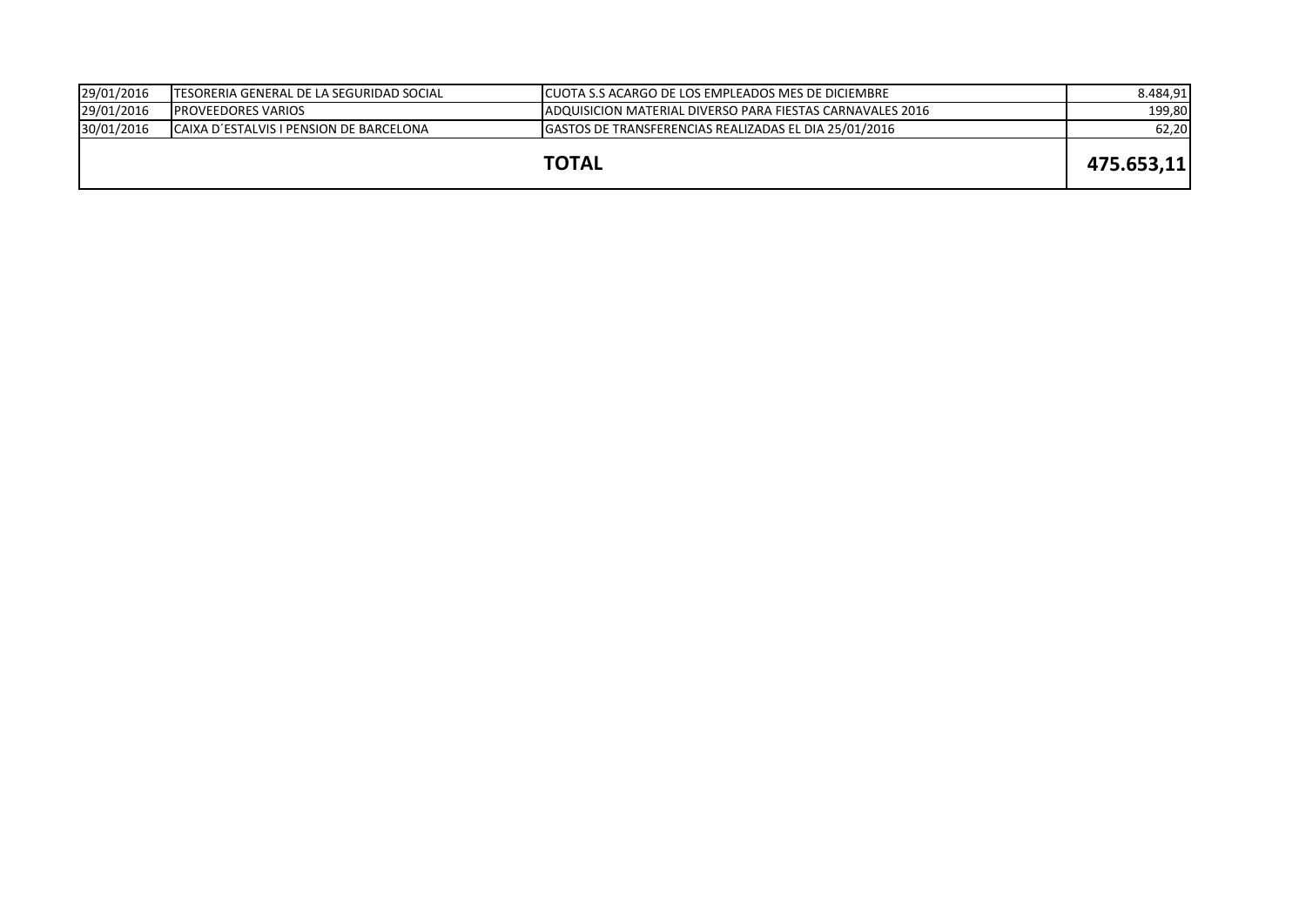| | | | |
|---|---|---|---|
| 29/01/2016 | TESORERIA GENERAL DE LA SEGURIDAD SOCIAL | CUOTA S.S ACARGO DE LOS EMPLEADOS MES DE DICIEMBRE | 8.484,91 |
| 29/01/2016 | PROVEEDORES VARIOS | ADQUISICION MATERIAL DIVERSO PARA FIESTAS CARNAVALES 2016 | 199,80 |
| 30/01/2016 | CAIXA D´ESTALVIS I PENSION DE BARCELONA | GASTOS DE TRANSFERENCIAS REALIZADAS EL DIA 25/01/2016 | 62,20 |
| | | **TOTAL** | **475.653,11** |